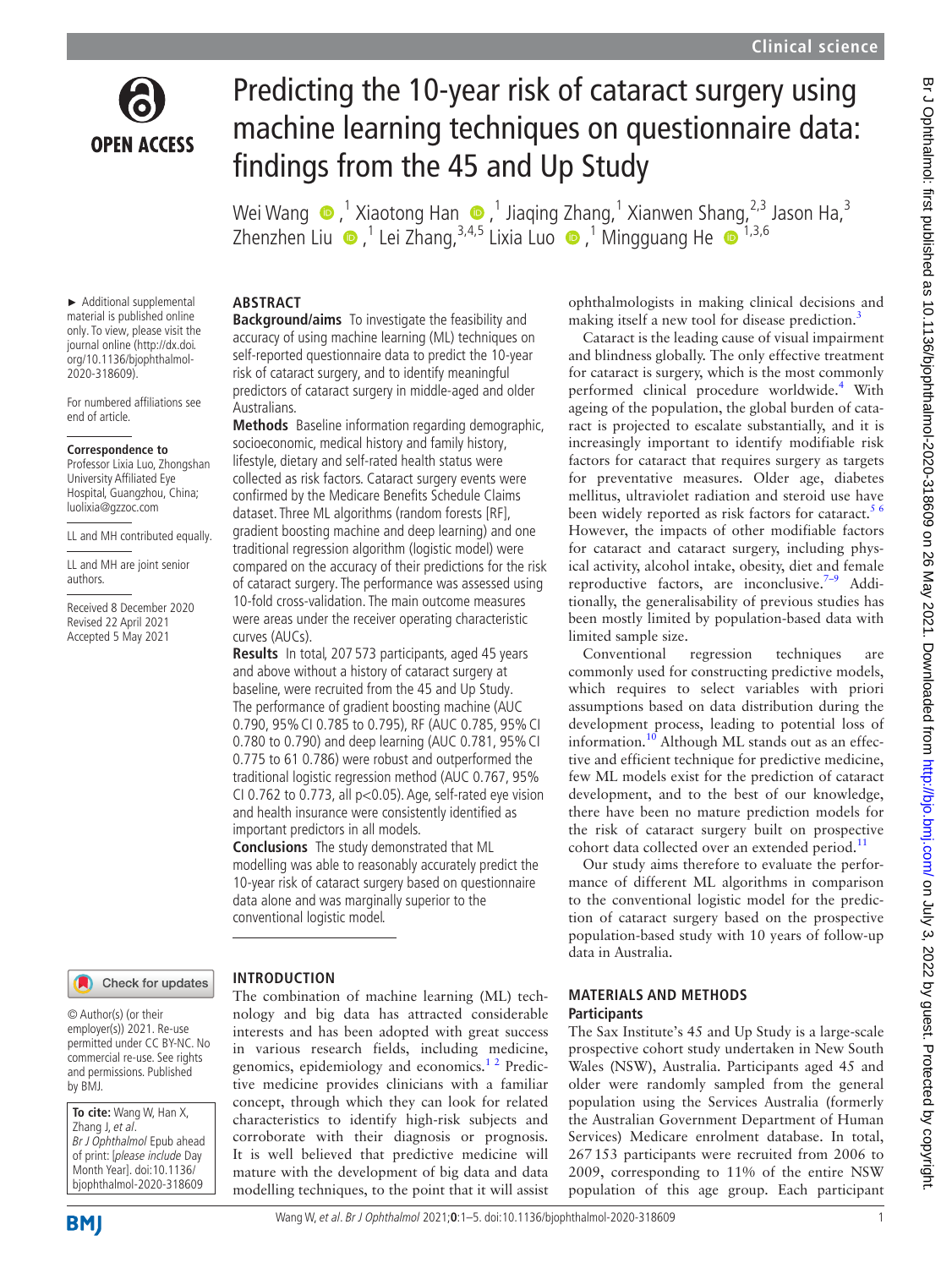# Predicting the 10-year risk of cataract surgery using machine learning techniques on questionnaire data: findings from the 45 and Up Study

Wei Wang,[1] Xiaotong Han,[1] Jiaqing Zhang,[1] Xianwen Shang,[2,3] Jason Ha,[3] Zhenzhen Liu,[1] Lei Zhang,[3,4,5] Lixia Luo,[1] Mingguang He[1,3,6]

► Additional supplemental material is published online only. To view, please visit the journal online (http://dx.doi.org/10.1136/bjophthalmol-2020-318609).

For numbered affiliations see end of article.

**Correspondence to**
Professor Lixia Luo, Zhongshan University Affiliated Eye Hospital, Guangzhou, China; luolixia@gzzoc.com

LL and MH contributed equally.

LL and MH are joint senior authors.

Received 8 December 2020
Revised 22 April 2021
Accepted 5 May 2021

© Author(s) (or their employer(s)) 2021. Re-use permitted under CC BY-NC. No commercial re-use. See rights and permissions. Published by BMJ.

**To cite:** Wang W, Han X, Zhang J, *et al*. *Br J Ophthalmol* Epub ahead of print: [*please include* Day Month Year]. doi:10.1136/bjophthalmol-2020-318609

## ABSTRACT

**Background/aims** To investigate the feasibility and accuracy of using machine learning (ML) techniques on self-reported questionnaire data to predict the 10-year risk of cataract surgery, and to identify meaningful predictors of cataract surgery in middle-aged and older Australians.

**Methods** Baseline information regarding demographic, socioeconomic, medical history and family history, lifestyle, dietary and self-rated health status were collected as risk factors. Cataract surgery events were confirmed by the Medicare Benefits Schedule Claims dataset. Three ML algorithms (random forests [RF], gradient boosting machine and deep learning) and one traditional regression algorithm (logistic model) were compared on the accuracy of their predictions for the risk of cataract surgery. The performance was assessed using 10-fold cross-validation. The main outcome measures were areas under the receiver operating characteristic curves (AUCs).

**Results** In total, 207 573 participants, aged 45 years and above without a history of cataract surgery at baseline, were recruited from the 45 and Up Study. The performance of gradient boosting machine (AUC 0.790, 95% CI 0.785 to 0.795), RF (AUC 0.785, 95% CI 0.780 to 0.790) and deep learning (AUC 0.781, 95% CI 0.775 to 61 0.786) were robust and outperformed the traditional logistic regression method (AUC 0.767, 95% CI 0.762 to 0.773, all $p<0.05$). Age, self-rated eye vision and health insurance were consistently identified as important predictors in all models.

**Conclusions** The study demonstrated that ML modelling was able to reasonably accurately predict the 10-year risk of cataract surgery based on questionnaire data alone and was marginally superior to the conventional logistic model.

## INTRODUCTION

The combination of machine learning (ML) technology and big data has attracted considerable interests and has been adopted with great success in various research fields, including medicine, genomics, epidemiology and economics.[1,2] Predictive medicine provides clinicians with a familiar concept, through which they can look for related characteristics to identify high-risk subjects and corroborate with their diagnosis or prognosis. It is well believed that predictive medicine will mature with the development of big data and data modelling techniques, to the point that it will assist ophthalmologists in making clinical decisions and making itself a new tool for disease prediction.[3]

Cataract is the leading cause of visual impairment and blindness globally. The only effective treatment for cataract is surgery, which is the most commonly performed clinical procedure worldwide.[4] With ageing of the population, the global burden of cataract is projected to escalate substantially, and it is increasingly important to identify modifiable risk factors for cataract that requires surgery as targets for preventative measures. Older age, diabetes mellitus, ultraviolet radiation and steroid use have been widely reported as risk factors for cataract.[5,6] However, the impacts of other modifiable factors for cataract and cataract surgery, including physical activity, alcohol intake, obesity, diet and female reproductive factors, are inconclusive.[7–9] Additionally, the generalisability of previous studies has been mostly limited by population-based data with limited sample size.

Conventional regression techniques are commonly used for constructing predictive models, which requires to select variables with priori assumptions based on data distribution during the development process, leading to potential loss of information.[10] Although ML stands out as an effective and efficient technique for predictive medicine, few ML models exist for the prediction of cataract development, and to the best of our knowledge, there have been no mature prediction models for the risk of cataract surgery built on prospective cohort data collected over an extended period.[11]

Our study aims therefore to evaluate the performance of different ML algorithms in comparison to the conventional logistic model for the prediction of cataract surgery based on the prospective population-based study with 10 years of follow-up data in Australia.

## MATERIALS AND METHODS

### Participants

The Sax Institute's 45 and Up Study is a large-scale prospective cohort study undertaken in New South Wales (NSW), Australia. Participants aged 45 and older were randomly sampled from the general population using the Services Australia (formerly the Australian Government Department of Human Services) Medicare enrolment database. In total, 267 153 participants were recruited from 2006 to 2009, corresponding to 11% of the entire NSW population of this age group. Each participant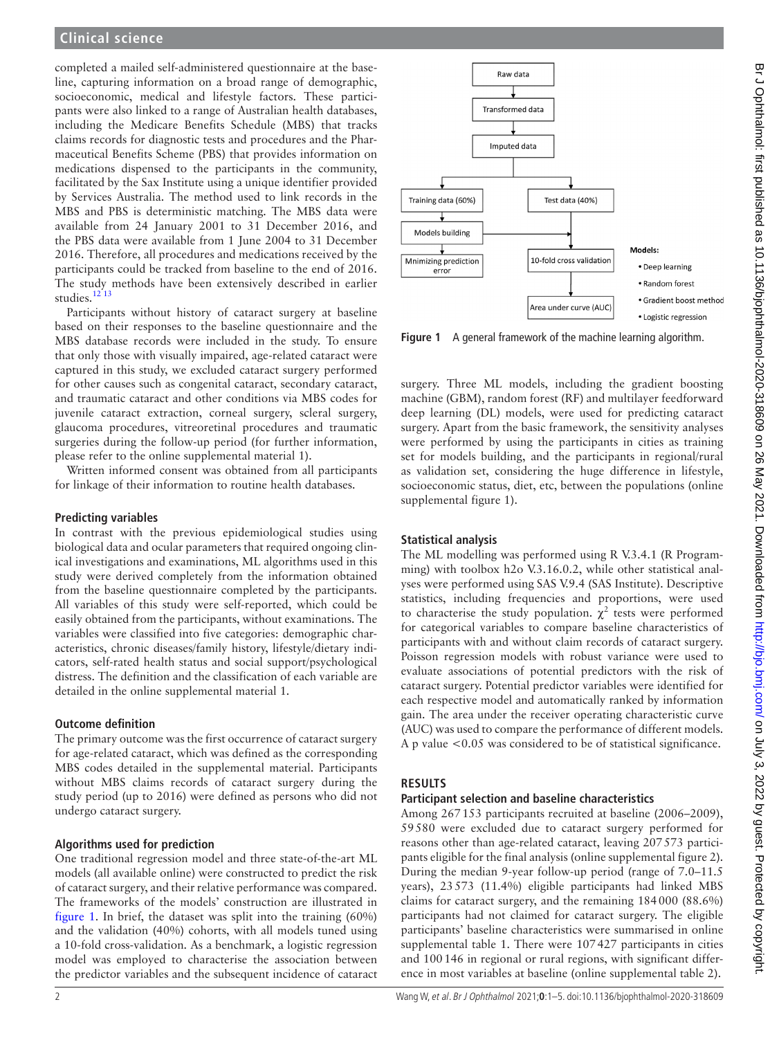completed a mailed self-administered questionnaire at the baseline, capturing information on a broad range of demographic, socioeconomic, medical and lifestyle factors. These participants were also linked to a range of Australian health databases, including the Medicare Benefits Schedule (MBS) that tracks claims records for diagnostic tests and procedures and the Pharmaceutical Benefits Scheme (PBS) that provides information on medications dispensed to the participants in the community, facilitated by the Sax Institute using a unique identifier provided by Services Australia. The method used to link records in the MBS and PBS is deterministic matching. The MBS data were available from 24 January 2001 to 31 December 2016, and the PBS data were available from 1 June 2004 to 31 December 2016. Therefore, all procedures and medications received by the participants could be tracked from baseline to the end of 2016. The study methods have been extensively described in earlier studies.[12 13]

Participants without history of cataract surgery at baseline based on their responses to the baseline questionnaire and the MBS database records were included in the study. To ensure that only those with visually impaired, age-related cataract were captured in this study, we excluded cataract surgery performed for other causes such as congenital cataract, secondary cataract, and traumatic cataract and other conditions via MBS codes for juvenile cataract extraction, corneal surgery, scleral surgery, glaucoma procedures, vitreoretinal procedures and traumatic surgeries during the follow-up period (for further information, please refer to the online supplemental material 1).

Written informed consent was obtained from all participants for linkage of their information to routine health databases.

### Predicting variables

In contrast with the previous epidemiological studies using biological data and ocular parameters that required ongoing clinical investigations and examinations, ML algorithms used in this study were derived completely from the information obtained from the baseline questionnaire completed by the participants. All variables of this study were self-reported, which could be easily obtained from the participants, without examinations. The variables were classified into five categories: demographic characteristics, chronic diseases/family history, lifestyle/dietary indicators, self-rated health status and social support/psychological distress. The definition and the classification of each variable are detailed in the online supplemental material 1.

### Outcome definition

The primary outcome was the first occurrence of cataract surgery for age-related cataract, which was defined as the corresponding MBS codes detailed in the supplemental material. Participants without MBS claims records of cataract surgery during the study period (up to 2016) were defined as persons who did not undergo cataract surgery.

### Algorithms used for prediction

One traditional regression model and three state-of-the-art ML models (all available online) were constructed to predict the risk of cataract surgery, and their relative performance was compared. The frameworks of the models' construction are illustrated in figure 1. In brief, the dataset was split into the training (60%) and the validation (40%) cohorts, with all models tuned using a 10-fold cross-validation. As a benchmark, a logistic regression model was employed to characterise the association between the predictor variables and the subsequent incidence of cataract surgery. Three ML models, including the gradient boosting machine (GBM), random forest (RF) and multilayer feedforward deep learning (DL) models, were used for predicting cataract surgery. Apart from the basic framework, the sensitivity analyses were performed by using the participants in cities as training set for models building, and the participants in regional/rural as validation set, considering the huge difference in lifestyle, socioeconomic status, diet, etc, between the populations (online supplemental figure 1).

Raw data → Transformed data → Imputed data → Training data (60%) / Test data (40%); Training data (60%) → Models building → Mnimizing prediction error; Test data (40%) → 10-fold cross validation → Area under curve (AUC)

Models:
- Deep learning
- Random forest
- Gradient boost method
- Logistic regression

**Figure 1** A general framework of the machine learning algorithm.

### Statistical analysis

The ML modelling was performed using R V.3.4.1 (R Programming) with toolbox h2o V.3.16.0.2, while other statistical analyses were performed using SAS V.9.4 (SAS Institute). Descriptive statistics, including frequencies and proportions, were used to characterise the study population. $\chi^2$ tests were performed for categorical variables to compare baseline characteristics of participants with and without claim records of cataract surgery. Poisson regression models with robust variance were used to evaluate associations of potential predictors with the risk of cataract surgery. Potential predictor variables were identified for each respective model and automatically ranked by information gain. The area under the receiver operating characteristic curve (AUC) was used to compare the performance of different models. A p value $<0.05$ was considered to be of statistical significance.

## RESULTS

### Participant selection and baseline characteristics

Among 267 153 participants recruited at baseline (2006–2009), 59 580 were excluded due to cataract surgery performed for reasons other than age-related cataract, leaving 207 573 participants eligible for the final analysis (online supplemental figure 2). During the median 9-year follow-up period (range of 7.0–11.5 years), 23 573 (11.4%) eligible participants had linked MBS claims for cataract surgery, and the remaining 184 000 (88.6%) participants had not claimed for cataract surgery. The eligible participants' baseline characteristics were summarised in online supplemental table 1. There were 107 427 participants in cities and 100 146 in regional or rural regions, with significant difference in most variables at baseline (online supplemental table 2).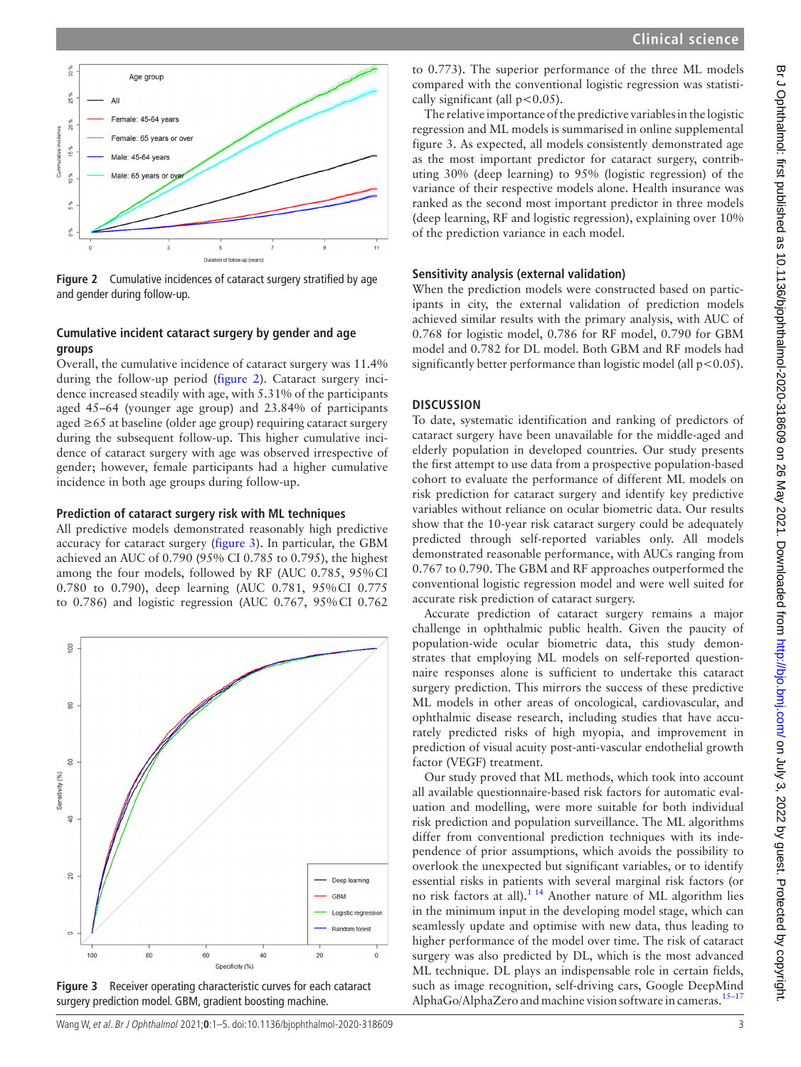Figure 2 Cumulative incidences of cataract surgery stratified by age and gender during follow-up.

### Cumulative incident cataract surgery by gender and age groups

Overall, the cumulative incidence of cataract surgery was 11.4% during the follow-up period (figure 2). Cataract surgery incidence increased steadily with age, with 5.31% of the participants aged 45–64 (younger age group) and 23.84% of participants aged ≥65 at baseline (older age group) requiring cataract surgery during the subsequent follow-up. This higher cumulative incidence of cataract surgery with age was observed irrespective of gender; however, female participants had a higher cumulative incidence in both age groups during follow-up.

### Prediction of cataract surgery risk with ML techniques

All predictive models demonstrated reasonably high predictive accuracy for cataract surgery (figure 3). In particular, the GBM achieved an AUC of 0.790 (95% CI 0.785 to 0.795), the highest among the four models, followed by RF (AUC 0.785, 95% CI 0.780 to 0.790), deep learning (AUC 0.781, 95% CI 0.775 to 0.786) and logistic regression (AUC 0.767, 95% CI 0.762 to 0.773). The superior performance of the three ML models compared with the conventional logistic regression was statistically significant (all $p<0.05$).

The relative importance of the predictive variables in the logistic regression and ML models is summarised in online supplemental figure 3. As expected, all models consistently demonstrated age as the most important predictor for cataract surgery, contributing 30% (deep learning) to 95% (logistic regression) of the variance of their respective models alone. Health insurance was ranked as the second most important predictor in three models (deep learning, RF and logistic regression), explaining over 10% of the prediction variance in each model.

Figure 3 Receiver operating characteristic curves for each cataract surgery prediction model. GBM, gradient boosting machine.

### Sensitivity analysis (external validation)

When the prediction models were constructed based on participants in city, the external validation of prediction models achieved similar results with the primary analysis, with AUC of 0.768 for logistic model, 0.786 for RF model, 0.790 for GBM model and 0.782 for DL model. Both GBM and RF models had significantly better performance than logistic model (all $p<0.05$).

## DISCUSSION

To date, systematic identification and ranking of predictors of cataract surgery have been unavailable for the middle-aged and elderly population in developed countries. Our study presents the first attempt to use data from a prospective population-based cohort to evaluate the performance of different ML models on risk prediction for cataract surgery and identify key predictive variables without reliance on ocular biometric data. Our results show that the 10-year risk cataract surgery could be adequately predicted through self-reported variables only. All models demonstrated reasonable performance, with AUCs ranging from 0.767 to 0.790. The GBM and RF approaches outperformed the conventional logistic regression model and were well suited for accurate risk prediction of cataract surgery.

Accurate prediction of cataract surgery remains a major challenge in ophthalmic public health. Given the paucity of population-wide ocular biometric data, this study demonstrates that employing ML models on self-reported questionnaire responses alone is sufficient to undertake this cataract surgery prediction. This mirrors the success of these predictive ML models in other areas of oncological, cardiovascular, and ophthalmic disease research, including studies that have accurately predicted risks of high myopia, and improvement in prediction of visual acuity post-anti-vascular endothelial growth factor (VEGF) treatment.

Our study proved that ML methods, which took into account all available questionnaire-based risk factors for automatic evaluation and modelling, were more suitable for both individual risk prediction and population surveillance. The ML algorithms differ from conventional prediction techniques with its independence of prior assumptions, which avoids the possibility to overlook the unexpected but significant variables, or to identify essential risks in patients with several marginal risk factors (or no risk factors at all).[1 14] Another nature of ML algorithm lies in the minimum input in the developing model stage, which can seamlessly update and optimise with new data, thus leading to higher performance of the model over time. The risk of cataract surgery was also predicted by DL, which is the most advanced ML technique. DL plays an indispensable role in certain fields, such as image recognition, self-driving cars, Google DeepMind AlphaGo/AlphaZero and machine vision software in cameras.[15–17]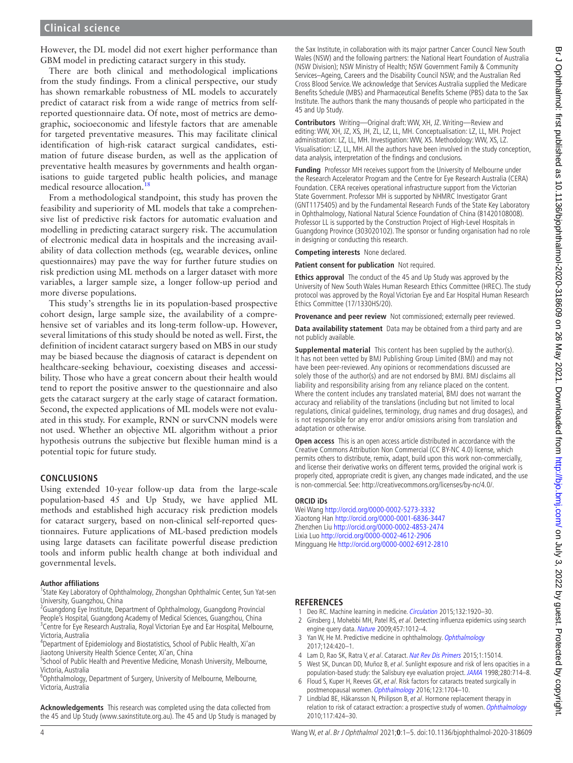However, the DL model did not exert higher performance than GBM model in predicting cataract surgery in this study.

There are both clinical and methodological implications from the study findings. From a clinical perspective, our study has shown remarkable robustness of ML models to accurately predict of cataract risk from a wide range of metrics from self-reported questionnaire data. Of note, most of metrics are demographic, socioeconomic and lifestyle factors that are amenable for targeted preventative measures. This may facilitate clinical identification of high-risk cataract surgical candidates, estimation of future disease burden, as well as the application of preventative health measures by governments and health organisations to guide targeted public health policies, and manage medical resource allocation.[18]

From a methodological standpoint, this study has proven the feasibility and superiority of ML models that take a comprehensive list of predictive risk factors for automatic evaluation and modelling in predicting cataract surgery risk. The accumulation of electronic medical data in hospitals and the increasing availability of data collection methods (eg, wearable devices, online questionnaires) may pave the way for further future studies on risk prediction using ML methods on a larger dataset with more variables, a larger sample size, a longer follow-up period and more diverse populations.

This study's strengths lie in its population-based prospective cohort design, large sample size, the availability of a comprehensive set of variables and its long-term follow-up. However, several limitations of this study should be noted as well. First, the definition of incident cataract surgery based on MBS in our study may be biased because the diagnosis of cataract is dependent on healthcare-seeking behaviour, coexisting diseases and accessibility. Those who have a great concern about their health would tend to report the positive answer to the questionnaire and also gets the cataract surgery at the early stage of cataract formation. Second, the expected applications of ML models were not evaluated in this study. For example, RNN or survCNN models were not used. Whether an objective ML algorithm without a prior hypothesis outruns the subjective but flexible human mind is a potential topic for future study.

## CONCLUSIONS

Using extended 10-year follow-up data from the large-scale population-based 45 and Up Study, we have applied ML methods and established high accuracy risk prediction models for cataract surgery, based on non-clinical self-reported questionnaires. Future applications of ML-based prediction models using large datasets can facilitate powerful disease prediction tools and inform public health change at both individual and governmental levels.

**Author affiliations**

[1]State Key Laboratory of Ophthalmology, Zhongshan Ophthalmic Center, Sun Yat-sen University, Guangzhou, China
[2]Guangdong Eye Institute, Department of Ophthalmology, Guangdong Provincial People's Hospital, Guangdong Academy of Medical Sciences, Guangzhou, China
[3]Centre for Eye Research Australia, Royal Victorian Eye and Ear Hospital, Melbourne, Victoria, Australia
[4]Department of Epidemiology and Biostatistics, School of Public Health, Xi'an Jiaotong University Health Science Center, Xi'an, China
[5]School of Public Health and Preventive Medicine, Monash University, Melbourne, Victoria, Australia
[6]Ophthalmology, Department of Surgery, University of Melbourne, Melbourne, Victoria, Australia

**Acknowledgements** This research was completed using the data collected from the 45 and Up Study (www.saxinstitute.org.au). The 45 and Up Study is managed by the Sax Institute, in collaboration with its major partner Cancer Council New South Wales (NSW) and the following partners: the National Heart Foundation of Australia (NSW Division); NSW Ministry of Health; NSW Government Family & Community Services–Ageing, Careers and the Disability Council NSW; and the Australian Red Cross Blood Service. We acknowledge that Services Australia supplied the Medicare Benefits Schedule (MBS) and Pharmaceutical Benefits Scheme (PBS) data to the Sax Institute. The authors thank the many thousands of people who participated in the 45 and Up Study.

**Contributors** Writing—Original draft: WW, XH, JZ. Writing—Review and editing: WW, XH, JZ, XS, JH, ZL, LZ, LL, MH. Conceptualisation: LZ, LL, MH. Project administration: LZ, LL, MH. Investigation: WW, XS. Methodology: WW, XS, LZ. Visualisation: LZ, LL, MH. All the authors have been involved in the study conception, data analysis, interpretation of the findings and conclusions.

**Funding** Professor MH receives support from the University of Melbourne under the Research Accelerator Program and the Centre for Eye Research Australia (CERA) Foundation. CERA receives operational infrastructure support from the Victorian State Government. Professor MH is supported by NHMRC Investigator Grant (GNT1175405) and by the Fundamental Research Funds of the State Key Laboratory in Ophthalmology, National Natural Science Foundation of China (81420108008). Professor LL is supported by the Construction Project of High-Level Hospitals in Guangdong Province (303020102). The sponsor or funding organisation had no role in designing or conducting this research.

**Competing interests** None declared.

**Patient consent for publication** Not required.

**Ethics approval** The conduct of the 45 and Up Study was approved by the University of New South Wales Human Research Ethics Committee (HREC). The study protocol was approved by the Royal Victorian Eye and Ear Hospital Human Research Ethics Committee (17/1330HS/20).

**Provenance and peer review** Not commissioned; externally peer reviewed.

**Data availability statement** Data may be obtained from a third party and are not publicly available.

**Supplemental material** This content has been supplied by the author(s). It has not been vetted by BMJ Publishing Group Limited (BMJ) and may not have been peer-reviewed. Any opinions or recommendations discussed are solely those of the author(s) and are not endorsed by BMJ. BMJ disclaims all liability and responsibility arising from any reliance placed on the content. Where the content includes any translated material, BMJ does not warrant the accuracy and reliability of the translations (including but not limited to local regulations, clinical guidelines, terminology, drug names and drug dosages), and is not responsible for any error and/or omissions arising from translation and adaptation or otherwise.

**Open access** This is an open access article distributed in accordance with the Creative Commons Attribution Non Commercial (CC BY-NC 4.0) license, which permits others to distribute, remix, adapt, build upon this work non-commercially, and license their derivative works on different terms, provided the original work is properly cited, appropriate credit is given, any changes made indicated, and the use is non-commercial. See: http://creativecommons.org/licenses/by-nc/4.0/.

**ORCID iDs**

Wei Wang http://orcid.org/0000-0002-5273-3332
Xiaotong Han http://orcid.org/0000-0001-6836-3447
Zhenzhen Liu http://orcid.org/0000-0002-4853-2474
Lixia Luo http://orcid.org/0000-0002-4612-2906
Mingguang He http://orcid.org/0000-0002-6912-2810

## REFERENCES

1. Deo RC. Machine learning in medicine. *Circulation* 2015;132:1920–30.
2. Ginsberg J, Mohebbi MH, Patel RS, *et al*. Detecting influenza epidemics using search engine query data. *Nature* 2009;457:1012–4.
3. Yan W, He M. Predictive medicine in ophthalmology. *Ophthalmology* 2017;124:420–1.
4. Lam D, Rao SK, Ratra V, *et al*. Cataract. *Nat Rev Dis Primers* 2015;1:15014.
5. West SK, Duncan DD, Muñoz B, *et al*. Sunlight exposure and risk of lens opacities in a population-based study: the Salisbury eye evaluation project. *JAMA* 1998;280:714–8.
6. Floud S, Kuper H, Reeves GK, *et al*. Risk factors for cataracts treated surgically in postmenopausal women. *Ophthalmology* 2016;123:1704–10.
7. Lindblad BE, Håkansson N, Philipson B, *et al*. Hormone replacement therapy in relation to risk of cataract extraction: a prospective study of women. *Ophthalmology* 2010;117:424–30.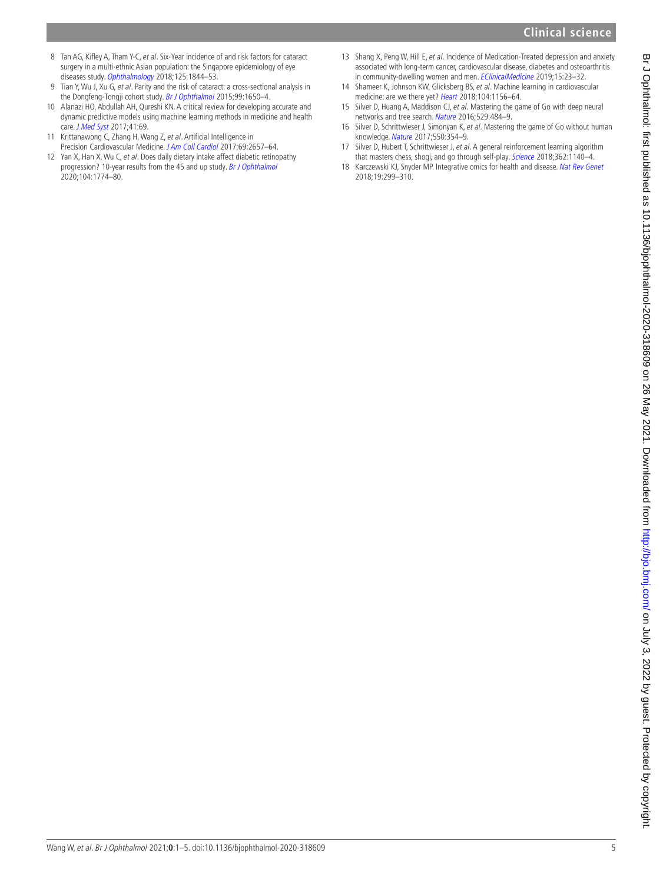8 Tan AG, Kifley A, Tham Y-C, *et al*. Six-Year incidence of and risk factors for cataract surgery in a multi-ethnic Asian population: the Singapore epidemiology of eye diseases study. *Ophthalmology* 2018;125:1844–53.

9 Tian Y, Wu J, Xu G, *et al*. Parity and the risk of cataract: a cross-sectional analysis in the Dongfeng-Tongji cohort study. *Br J Ophthalmol* 2015;99:1650–4.

10 Alanazi HO, Abdullah AH, Qureshi KN. A critical review for developing accurate and dynamic predictive models using machine learning methods in medicine and health care. *J Med Syst* 2017;41:69.

11 Krittanawong C, Zhang H, Wang Z, *et al*. Artificial Intelligence in Precision Cardiovascular Medicine. *J Am Coll Cardiol* 2017;69:2657–64.

12 Yan X, Han X, Wu C, *et al*. Does daily dietary intake affect diabetic retinopathy progression? 10-year results from the 45 and up study. *Br J Ophthalmol* 2020;104:1774–80.

13 Shang X, Peng W, Hill E, *et al*. Incidence of Medication-Treated depression and anxiety associated with long-term cancer, cardiovascular disease, diabetes and osteoarthritis in community-dwelling women and men. *EClinicalMedicine* 2019;15:23–32.

14 Shameer K, Johnson KW, Glicksberg BS, *et al*. Machine learning in cardiovascular medicine: are we there yet? *Heart* 2018;104:1156–64.

15 Silver D, Huang A, Maddison CJ, *et al*. Mastering the game of Go with deep neural networks and tree search. *Nature* 2016;529:484–9.

16 Silver D, Schrittwieser J, Simonyan K, *et al*. Mastering the game of Go without human knowledge. *Nature* 2017;550:354–9.

17 Silver D, Hubert T, Schrittwieser J, *et al*. A general reinforcement learning algorithm that masters chess, shogi, and go through self-play. *Science* 2018;362:1140–4.

18 Karczewski KJ, Snyder MP. Integrative omics for health and disease. *Nat Rev Genet* 2018;19:299–310.